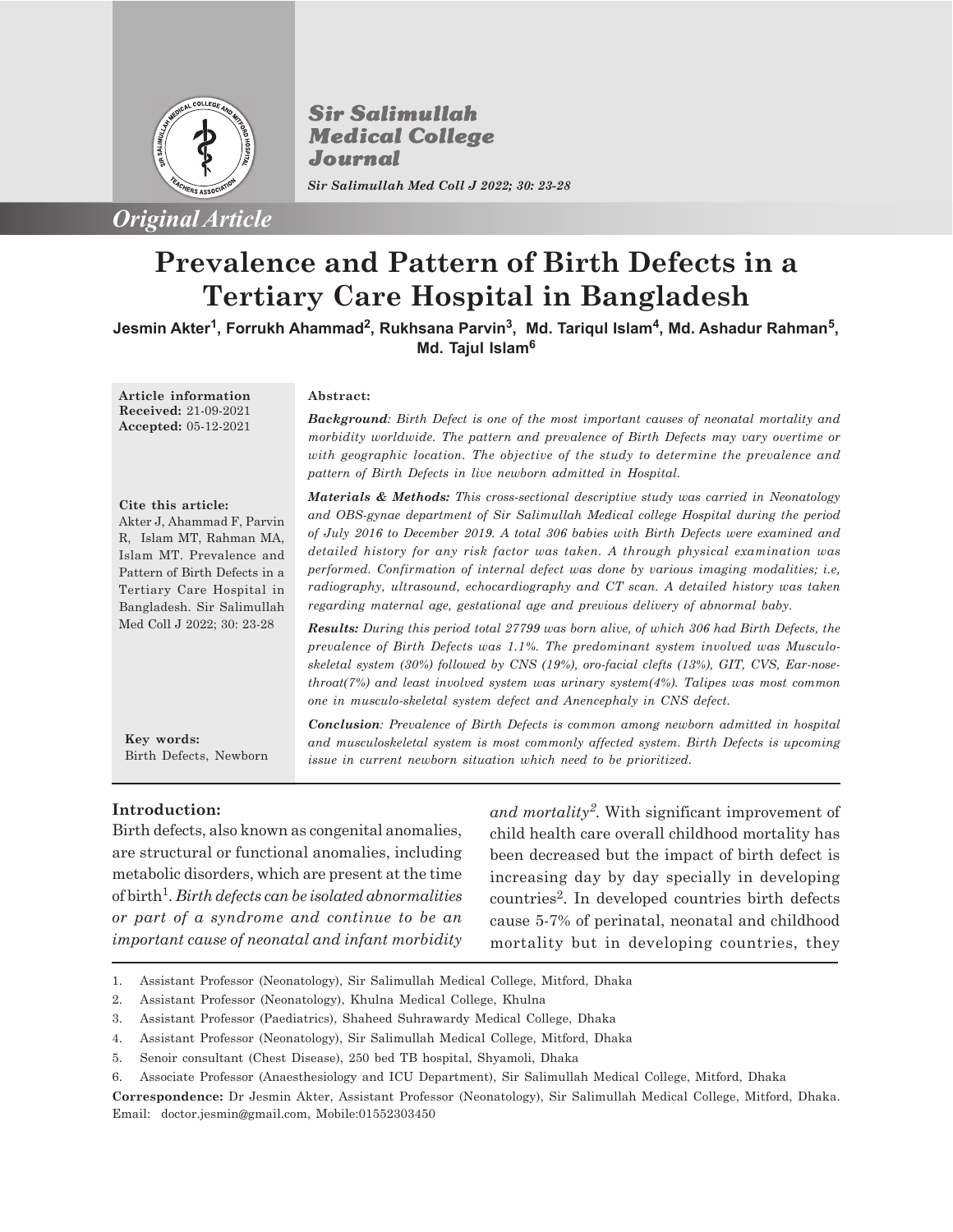*Original Article*

# Prevalence and Pattern of Birth Defects in a Tertiary Care Hospital in Bangladesh

**Jesmin Akter[1], Forrukh Ahammad[2], Rukhsana Parvin[3], Md. Tariqul Islam[4], Md. Ashadur Rahman[5], Md. Tajul Islam[6]**

**Article information**
**Received:** 21-09-2021
**Accepted:** 05-12-2021

**Cite this article:**
Akter J, Ahammad F, Parvin R, Islam MT, Rahman MA, Islam MT. Prevalence and Pattern of Birth Defects in a Tertiary Care Hospital in Bangladesh. Sir Salimullah Med Coll J 2022; 30: 23-28

**Key words:**
Birth Defects, Newborn

**Abstract:**

***Background**: Birth Defect is one of the most important causes of neonatal mortality and morbidity worldwide. The pattern and prevalence of Birth Defects may vary overtime or with geographic location. The objective of the study to determine the prevalence and pattern of Birth Defects in live newborn admitted in Hospital.*

***Materials & Methods:** This cross-sectional descriptive study was carried in Neonatology and OBS-gynae department of Sir Salimullah Medical college Hospital during the period of July 2016 to December 2019. A total 306 babies with Birth Defects were examined and detailed history for any risk factor was taken. A through physical examination was performed. Confirmation of internal defect was done by various imaging modalities; i.e, radiography, ultrasound, echocardiography and CT scan. A detailed history was taken regarding maternal age, gestational age and previous delivery of abnormal baby.*

***Results:** During this period total 27799 was born alive, of which 306 had Birth Defects, the prevalence of Birth Defects was 1.1%. The predominant system involved was Musculo-skeletal system (30%) followed by CNS (19%), oro-facial clefts (13%), GIT, CVS, Ear-nose-throat(7%) and least involved system was urinary system(4%). Talipes was most common one in musculo-skeletal system defect and Anencephaly in CNS defect.*

***Conclusion**: Prevalence of Birth Defects is common among newborn admitted in hospital and musculoskeletal system is most commonly affected system. Birth Defects is upcoming issue in current newborn situation which need to be prioritized.*

## Introduction:

Birth defects, also known as congenital anomalies, are structural or functional anomalies, including metabolic disorders, which are present at the time of birth[1]. *Birth defects can be isolated abnormalities or part of a syndrome and continue to be an important cause of neonatal and infant morbidity and mortality[2]*. With significant improvement of child health care overall childhood mortality has been decreased but the impact of birth defect is increasing day by day specially in developing countries[2]. In developed countries birth defects cause 5-7% of perinatal, neonatal and childhood mortality but in developing countries, they

1. Assistant Professor (Neonatology), Sir Salimullah Medical College, Mitford, Dhaka
2. Assistant Professor (Neonatology), Khulna Medical College, Khulna
3. Assistant Professor (Paediatrics), Shaheed Suhrawardy Medical College, Dhaka
4. Assistant Professor (Neonatology), Sir Salimullah Medical College, Mitford, Dhaka
5. Senoir consultant (Chest Disease), 250 bed TB hospital, Shyamoli, Dhaka
6. Associate Professor (Anaesthesiology and ICU Department), Sir Salimullah Medical College, Mitford, Dhaka

**Correspondence:** Dr Jesmin Akter, Assistant Professor (Neonatology), Sir Salimullah Medical College, Mitford, Dhaka. Email: doctor.jesmin@gmail.com, Mobile:01552303450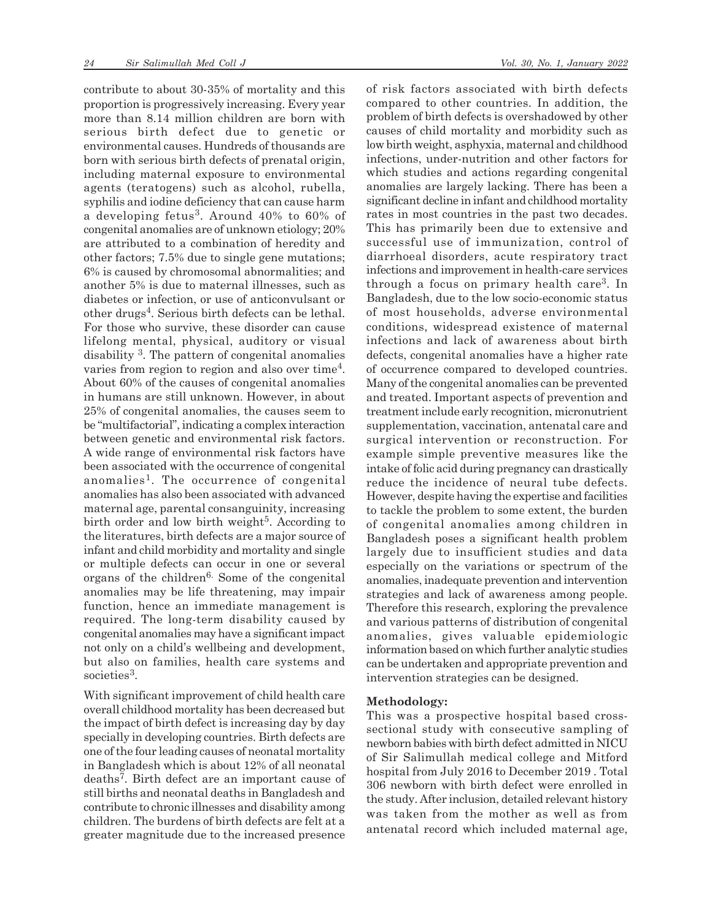contribute to about 30-35% of mortality and this proportion is progressively increasing. Every year more than 8.14 million children are born with serious birth defect due to genetic or environmental causes. Hundreds of thousands are born with serious birth defects of prenatal origin, including maternal exposure to environmental agents (teratogens) such as alcohol, rubella, syphilis and iodine deficiency that can cause harm a developing fetus[3]. Around 40% to 60% of congenital anomalies are of unknown etiology; 20% are attributed to a combination of heredity and other factors; 7.5% due to single gene mutations; 6% is caused by chromosomal abnormalities; and another 5% is due to maternal illnesses, such as diabetes or infection, or use of anticonvulsant or other drugs[4]. Serious birth defects can be lethal. For those who survive, these disorder can cause lifelong mental, physical, auditory or visual disability [3]. The pattern of congenital anomalies varies from region to region and also over time[4]. About 60% of the causes of congenital anomalies in humans are still unknown. However, in about 25% of congenital anomalies, the causes seem to be "multifactorial", indicating a complex interaction between genetic and environmental risk factors. A wide range of environmental risk factors have been associated with the occurrence of congenital anomalies[1]. The occurrence of congenital anomalies has also been associated with advanced maternal age, parental consanguinity, increasing birth order and low birth weight[5]. According to the literatures, birth defects are a major source of infant and child morbidity and mortality and single or multiple defects can occur in one or several organs of the children[6]. Some of the congenital anomalies may be life threatening, may impair function, hence an immediate management is required. The long-term disability caused by congenital anomalies may have a significant impact not only on a child's wellbeing and development, but also on families, health care systems and societies[3].

With significant improvement of child health care overall childhood mortality has been decreased but the impact of birth defect is increasing day by day specially in developing countries. Birth defects are one of the four leading causes of neonatal mortality in Bangladesh which is about 12% of all neonatal deaths[7]. Birth defect are an important cause of still births and neonatal deaths in Bangladesh and contribute to chronic illnesses and disability among children. The burdens of birth defects are felt at a greater magnitude due to the increased presence of risk factors associated with birth defects compared to other countries. In addition, the problem of birth defects is overshadowed by other causes of child mortality and morbidity such as low birth weight, asphyxia, maternal and childhood infections, under-nutrition and other factors for which studies and actions regarding congenital anomalies are largely lacking. There has been a significant decline in infant and childhood mortality rates in most countries in the past two decades. This has primarily been due to extensive and successful use of immunization, control of diarrhoeal disorders, acute respiratory tract infections and improvement in health-care services through a focus on primary health care[3]. In Bangladesh, due to the low socio-economic status of most households, adverse environmental conditions, widespread existence of maternal infections and lack of awareness about birth defects, congenital anomalies have a higher rate of occurrence compared to developed countries. Many of the congenital anomalies can be prevented and treated. Important aspects of prevention and treatment include early recognition, micronutrient supplementation, vaccination, antenatal care and surgical intervention or reconstruction. For example simple preventive measures like the intake of folic acid during pregnancy can drastically reduce the incidence of neural tube defects. However, despite having the expertise and facilities to tackle the problem to some extent, the burden of congenital anomalies among children in Bangladesh poses a significant health problem largely due to insufficient studies and data especially on the variations or spectrum of the anomalies, inadequate prevention and intervention strategies and lack of awareness among people. Therefore this research, exploring the prevalence and various patterns of distribution of congenital anomalies, gives valuable epidemiologic information based on which further analytic studies can be undertaken and appropriate prevention and intervention strategies can be designed.

**Methodology:**

This was a prospective hospital based cross-sectional study with consecutive sampling of newborn babies with birth defect admitted in NICU of Sir Salimullah medical college and Mitford hospital from July 2016 to December 2019 . Total 306 newborn with birth defect were enrolled in the study. After inclusion, detailed relevant history was taken from the mother as well as from antenatal record which included maternal age,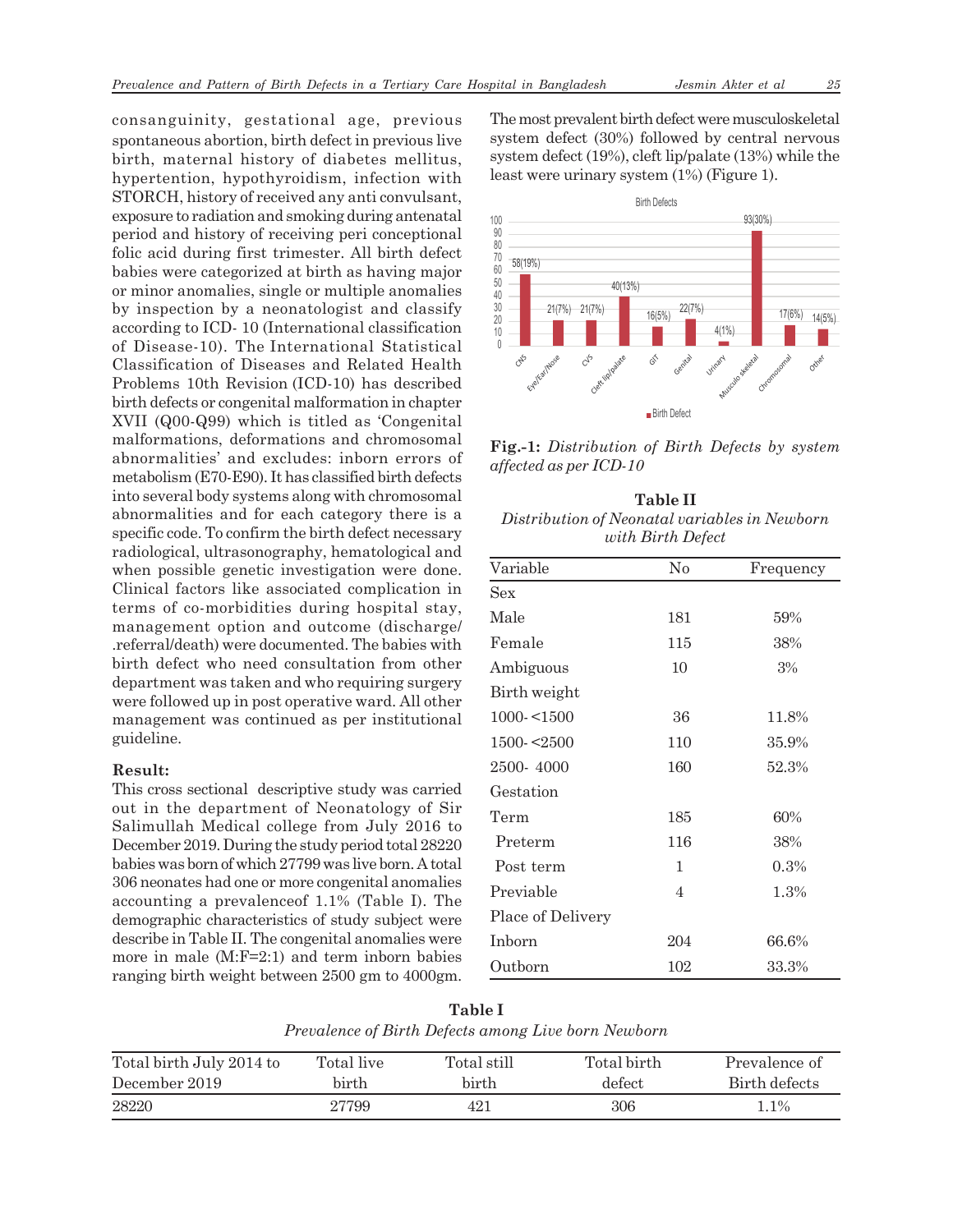consanguinity, gestational age, previous spontaneous abortion, birth defect in previous live birth, maternal history of diabetes mellitus, hypertention, hypothyroidism, infection with STORCH, history of received any anti convulsant, exposure to radiation and smoking during antenatal period and history of receiving peri conceptional folic acid during first trimester. All birth defect babies were categorized at birth as having major or minor anomalies, single or multiple anomalies by inspection by a neonatologist and classify according to ICD- 10 (International classification of Disease-10). The International Statistical Classification of Diseases and Related Health Problems 10th Revision (ICD-10) has described birth defects or congenital malformation in chapter XVII (Q00-Q99) which is titled as 'Congenital malformations, deformations and chromosomal abnormalities' and excludes: inborn errors of metabolism (E70-E90). It has classified birth defects into several body systems along with chromosomal abnormalities and for each category there is a specific code. To confirm the birth defect necessary radiological, ultrasonography, hematological and when possible genetic investigation were done. Clinical factors like associated complication in terms of co-morbidities during hospital stay, management option and outcome (discharge/ .referral/death) were documented. The babies with birth defect who need consultation from other department was taken and who requiring surgery were followed up in post operative ward. All other management was continued as per institutional guideline.

**Result:**

This cross sectional descriptive study was carried out in the department of Neonatology of Sir Salimullah Medical college from July 2016 to December 2019. During the study period total 28220 babies was born of which 27799 was live born. A total 306 neonates had one or more congenital anomalies accounting a prevalenceof 1.1% (Table I). The demographic characteristics of study subject were describe in Table II. The congenital anomalies were more in male (M:F=2:1) and term inborn babies ranging birth weight between 2500 gm to 4000gm.

The most prevalent birth defect were musculoskeletal system defect (30%) followed by central nervous system defect (19%), cleft lip/palate (13%) while the least were urinary system (1%) (Figure 1).

**Fig.-1:** *Distribution of Birth Defects by system affected as per ICD-10*

**Table II**

*Distribution of Neonatal variables in Newborn with Birth Defect*

| Variable | No | Frequency |
|---|---|---|
| Sex | | |
| Male | 181 | 59% |
| Female | 115 | 38% |
| Ambiguous | 10 | 3% |
| Birth weight | | |
| 1000- <1500 | 36 | 11.8% |
| 1500- <2500 | 110 | 35.9% |
| 2500- 4000 | 160 | 52.3% |
| Gestation | | |
| Term | 185 | 60% |
| Preterm | 116 | 38% |
| Post term | 1 | 0.3% |
| Previable | 4 | 1.3% |
| Place of Delivery | | |
| Inborn | 204 | 66.6% |
| Outborn | 102 | 33.3% |

**Table I**

*Prevalence of Birth Defects among Live born Newborn*

| Total birth July 2014 to December 2019 | Total live birth | Total still birth | Total birth defect | Prevalence of Birth defects |
|---|---|---|---|---|
| 28220 | 27799 | 421 | 306 | 1.1% |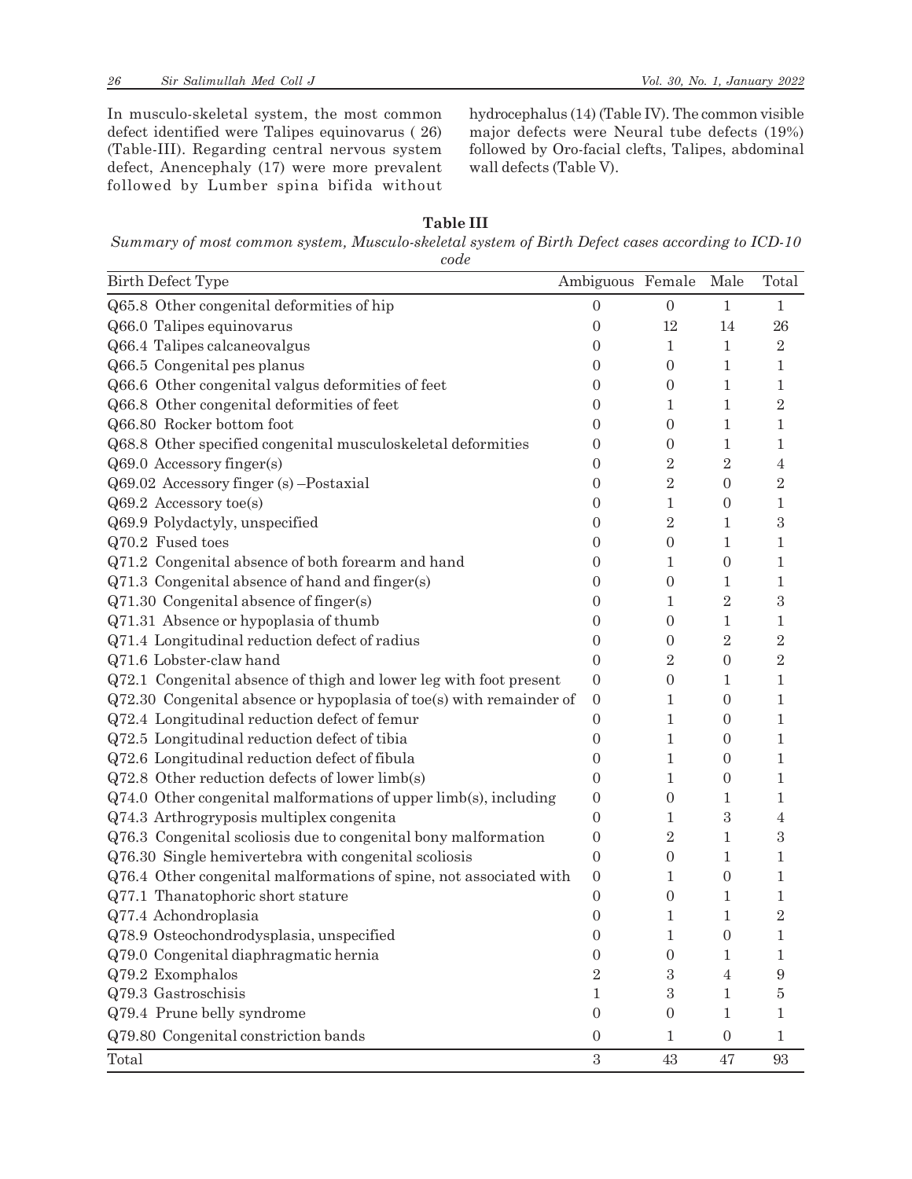In musculo-skeletal system, the most common defect identified were Talipes equinovarus ( 26) (Table-III). Regarding central nervous system defect, Anencephaly (17) were more prevalent followed by Lumber spina bifida without hydrocephalus (14) (Table IV). The common visible major defects were Neural tube defects (19%) followed by Oro-facial clefts, Talipes, abdominal wall defects (Table V).

**Table III**

*Summary of most common system, Musculo-skeletal system of Birth Defect cases according to ICD-10 code*

| Birth Defect Type | Ambiguous | Female | Male | Total |
|---|---|---|---|---|
| Q65.8 Other congenital deformities of hip | 0 | 0 | 1 | 1 |
| Q66.0 Talipes equinovarus | 0 | 12 | 14 | 26 |
| Q66.4 Talipes calcaneovalgus | 0 | 1 | 1 | 2 |
| Q66.5 Congenital pes planus | 0 | 0 | 1 | 1 |
| Q66.6 Other congenital valgus deformities of feet | 0 | 0 | 1 | 1 |
| Q66.8 Other congenital deformities of feet | 0 | 1 | 1 | 2 |
| Q66.80 Rocker bottom foot | 0 | 0 | 1 | 1 |
| Q68.8 Other specified congenital musculoskeletal deformities | 0 | 0 | 1 | 1 |
| Q69.0 Accessory finger(s) | 0 | 2 | 2 | 4 |
| Q69.02 Accessory finger (s) –Postaxial | 0 | 2 | 0 | 2 |
| Q69.2 Accessory toe(s) | 0 | 1 | 0 | 1 |
| Q69.9 Polydactyly, unspecified | 0 | 2 | 1 | 3 |
| Q70.2 Fused toes | 0 | 0 | 1 | 1 |
| Q71.2 Congenital absence of both forearm and hand | 0 | 1 | 0 | 1 |
| Q71.3 Congenital absence of hand and finger(s) | 0 | 0 | 1 | 1 |
| Q71.30 Congenital absence of finger(s) | 0 | 1 | 2 | 3 |
| Q71.31 Absence or hypoplasia of thumb | 0 | 0 | 1 | 1 |
| Q71.4 Longitudinal reduction defect of radius | 0 | 0 | 2 | 2 |
| Q71.6 Lobster-claw hand | 0 | 2 | 0 | 2 |
| Q72.1 Congenital absence of thigh and lower leg with foot present | 0 | 0 | 1 | 1 |
| Q72.30 Congenital absence or hypoplasia of toe(s) with remainder of | 0 | 1 | 0 | 1 |
| Q72.4 Longitudinal reduction defect of femur | 0 | 1 | 0 | 1 |
| Q72.5 Longitudinal reduction defect of tibia | 0 | 1 | 0 | 1 |
| Q72.6 Longitudinal reduction defect of fibula | 0 | 1 | 0 | 1 |
| Q72.8 Other reduction defects of lower limb(s) | 0 | 1 | 0 | 1 |
| Q74.0 Other congenital malformations of upper limb(s), including | 0 | 0 | 1 | 1 |
| Q74.3 Arthrogryposis multiplex congenita | 0 | 1 | 3 | 4 |
| Q76.3 Congenital scoliosis due to congenital bony malformation | 0 | 2 | 1 | 3 |
| Q76.30 Single hemivertebra with congenital scoliosis | 0 | 0 | 1 | 1 |
| Q76.4 Other congenital malformations of spine, not associated with | 0 | 1 | 0 | 1 |
| Q77.1 Thanatophoric short stature | 0 | 0 | 1 | 1 |
| Q77.4 Achondroplasia | 0 | 1 | 1 | 2 |
| Q78.9 Osteochondrodysplasia, unspecified | 0 | 1 | 0 | 1 |
| Q79.0 Congenital diaphragmatic hernia | 0 | 0 | 1 | 1 |
| Q79.2 Exomphalos | 2 | 3 | 4 | 9 |
| Q79.3 Gastroschisis | 1 | 3 | 1 | 5 |
| Q79.4 Prune belly syndrome | 0 | 0 | 1 | 1 |
| Q79.80 Congenital constriction bands | 0 | 1 | 0 | 1 |
| Total | 3 | 43 | 47 | 93 |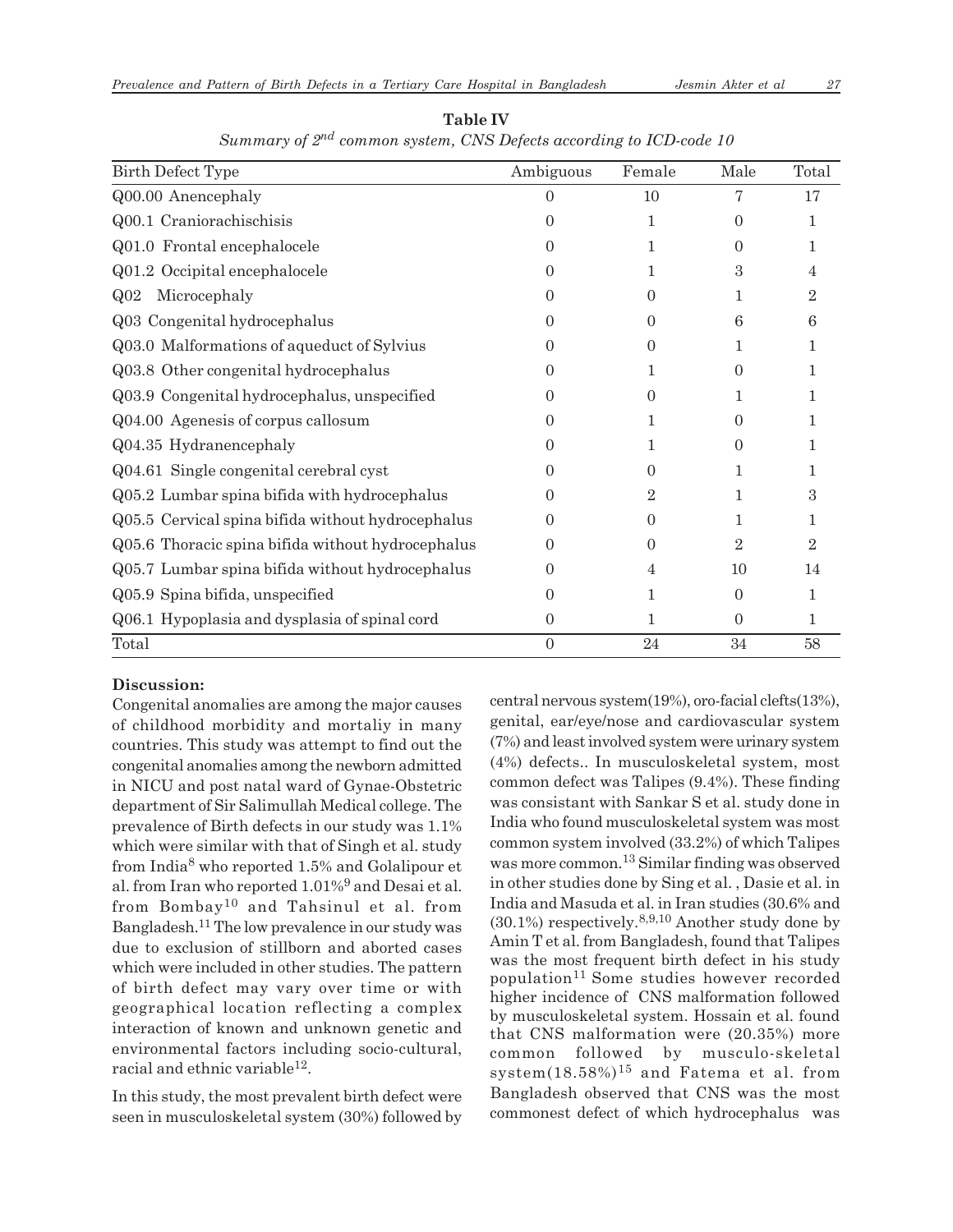**Table IV**

*Summary of 2nd common system, CNS Defects according to ICD-code 10*

| Birth Defect Type | Ambiguous | Female | Male | Total |
|---|---|---|---|---|
| Q00.00 Anencephaly | 0 | 10 | 7 | 17 |
| Q00.1 Craniorachischisis | 0 | 1 | 0 | 1 |
| Q01.0 Frontal encephalocele | 0 | 1 | 0 | 1 |
| Q01.2 Occipital encephalocele | 0 | 1 | 3 | 4 |
| Q02 Microcephaly | 0 | 0 | 1 | 2 |
| Q03 Congenital hydrocephalus | 0 | 0 | 6 | 6 |
| Q03.0 Malformations of aqueduct of Sylvius | 0 | 0 | 1 | 1 |
| Q03.8 Other congenital hydrocephalus | 0 | 1 | 0 | 1 |
| Q03.9 Congenital hydrocephalus, unspecified | 0 | 0 | 1 | 1 |
| Q04.00 Agenesis of corpus callosum | 0 | 1 | 0 | 1 |
| Q04.35 Hydranencephaly | 0 | 1 | 0 | 1 |
| Q04.61 Single congenital cerebral cyst | 0 | 0 | 1 | 1 |
| Q05.2 Lumbar spina bifida with hydrocephalus | 0 | 2 | 1 | 3 |
| Q05.5 Cervical spina bifida without hydrocephalus | 0 | 0 | 1 | 1 |
| Q05.6 Thoracic spina bifida without hydrocephalus | 0 | 0 | 2 | 2 |
| Q05.7 Lumbar spina bifida without hydrocephalus | 0 | 4 | 10 | 14 |
| Q05.9 Spina bifida, unspecified | 0 | 1 | 0 | 1 |
| Q06.1 Hypoplasia and dysplasia of spinal cord | 0 | 1 | 0 | 1 |
| Total | 0 | 24 | 34 | 58 |

**Discussion:**

Congenital anomalies are among the major causes of childhood morbidity and mortaliy in many countries. This study was attempt to find out the congenital anomalies among the newborn admitted in NICU and post natal ward of Gynae-Obstetric department of Sir Salimullah Medical college. The prevalence of Birth defects in our study was 1.1% which were similar with that of Singh et al. study from India[8] who reported 1.5% and Golalipour et al. from Iran who reported 1.01%[9] and Desai et al. from Bombay[10] and Tahsinul et al. from Bangladesh.[11] The low prevalence in our study was due to exclusion of stillborn and aborted cases which were included in other studies. The pattern of birth defect may vary over time or with geographical location reflecting a complex interaction of known and unknown genetic and environmental factors including socio-cultural, racial and ethnic variable[12].

In this study, the most prevalent birth defect were seen in musculoskeletal system (30%) followed by central nervous system(19%), oro-facial clefts(13%), genital, ear/eye/nose and cardiovascular system (7%) and least involved system were urinary system (4%) defects.. In musculoskeletal system, most common defect was Talipes (9.4%). These finding was consistant with Sankar S et al. study done in India who found musculoskeletal system was most common system involved (33.2%) of which Talipes was more common.[13] Similar finding was observed in other studies done by Sing et al. , Dasie et al. in India and Masuda et al. in Iran studies (30.6% and (30.1%) respectively.[8,9,10] Another study done by Amin T et al. from Bangladesh, found that Talipes was the most frequent birth defect in his study population[11] Some studies however recorded higher incidence of CNS malformation followed by musculoskeletal system. Hossain et al. found that CNS malformation were (20.35%) more common followed by musculo-skeletal system(18.58%)[15] and Fatema et al. from Bangladesh observed that CNS was the most commonest defect of which hydrocephalus was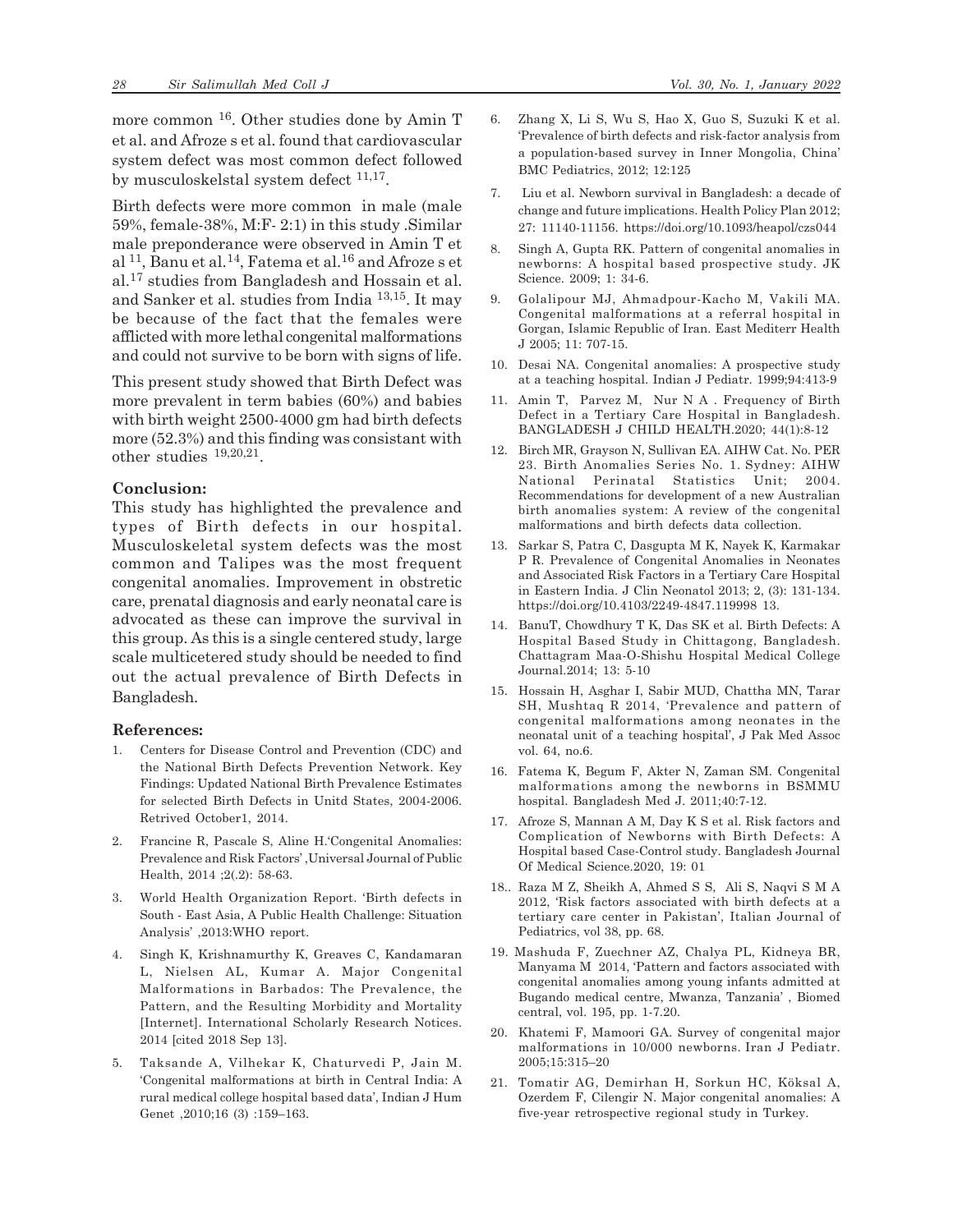more common [16]. Other studies done by Amin T et al. and Afroze s et al. found that cardiovascular system defect was most common defect followed by musculoskelstal system defect [11,17].

Birth defects were more common in male (male 59%, female-38%, M:F- 2:1) in this study .Similar male preponderance were observed in Amin T et al [11], Banu et al.[14], Fatema et al.[16] and Afroze s et al.[17] studies from Bangladesh and Hossain et al. and Sanker et al. studies from India [13,15]. It may be because of the fact that the females were afflicted with more lethal congenital malformations and could not survive to be born with signs of life.

This present study showed that Birth Defect was more prevalent in term babies (60%) and babies with birth weight 2500-4000 gm had birth defects more (52.3%) and this finding was consistant with other studies [19,20,21].

## Conclusion:

This study has highlighted the prevalence and types of Birth defects in our hospital. Musculoskeletal system defects was the most common and Talipes was the most frequent congenital anomalies. Improvement in obstretic care, prenatal diagnosis and early neonatal care is advocated as these can improve the survival in this group. As this is a single centered study, large scale multicetered study should be needed to find out the actual prevalence of Birth Defects in Bangladesh.

## References:

1. Centers for Disease Control and Prevention (CDC) and the National Birth Defects Prevention Network. Key Findings: Updated National Birth Prevalence Estimates for selected Birth Defects in Unitd States, 2004-2006. Retrived October1, 2014.
2. Francine R, Pascale S, Aline H.'Congenital Anomalies: Prevalence and Risk Factors' ,Universal Journal of Public Health, 2014 ;2(.2): 58-63.
3. World Health Organization Report. 'Birth defects in South - East Asia, A Public Health Challenge: Situation Analysis' ,2013:WHO report.
4. Singh K, Krishnamurthy K, Greaves C, Kandamaran L, Nielsen AL, Kumar A. Major Congenital Malformations in Barbados: The Prevalence, the Pattern, and the Resulting Morbidity and Mortality [Internet]. International Scholarly Research Notices. 2014 [cited 2018 Sep 13].
5. Taksande A, Vilhekar K, Chaturvedi P, Jain M. 'Congenital malformations at birth in Central India: A rural medical college hospital based data', Indian J Hum Genet ,2010;16 (3) :159–163.
6. Zhang X, Li S, Wu S, Hao X, Guo S, Suzuki K et al. 'Prevalence of birth defects and risk-factor analysis from a population-based survey in Inner Mongolia, China' BMC Pediatrics, 2012; 12:125
7. Liu et al. Newborn survival in Bangladesh: a decade of change and future implications. Health Policy Plan 2012; 27: 11140-11156. https://doi.org/10.1093/heapol/czs044
8. Singh A, Gupta RK. Pattern of congenital anomalies in newborns: A hospital based prospective study. JK Science. 2009; 1: 34-6.
9. Golalipour MJ, Ahmadpour-Kacho M, Vakili MA. Congenital malformations at a referral hospital in Gorgan, Islamic Republic of Iran. East Mediterr Health J 2005; 11: 707-15.
10. Desai NA. Congenital anomalies: A prospective study at a teaching hospital. Indian J Pediatr. 1999;94:413-9
11. Amin T, Parvez M, Nur N A . Frequency of Birth Defect in a Tertiary Care Hospital in Bangladesh. BANGLADESH J CHILD HEALTH.2020; 44(1):8-12
12. Birch MR, Grayson N, Sullivan EA. AIHW Cat. No. PER 23. Birth Anomalies Series No. 1. Sydney: AIHW National Perinatal Statistics Unit; 2004. Recommendations for development of a new Australian birth anomalies system: A review of the congenital malformations and birth defects data collection.
13. Sarkar S, Patra C, Dasgupta M K, Nayek K, Karmakar P R. Prevalence of Congenital Anomalies in Neonates and Associated Risk Factors in a Tertiary Care Hospital in Eastern India. J Clin Neonatol 2013; 2, (3): 131-134. https://doi.org/10.4103/2249-4847.119998 13.
14. BanuT, Chowdhury T K, Das SK et al. Birth Defects: A Hospital Based Study in Chittagong, Bangladesh. Chattagram Maa-O-Shishu Hospital Medical College Journal.2014; 13: 5-10
15. Hossain H, Asghar I, Sabir MUD, Chattha MN, Tarar SH, Mushtaq R 2014, 'Prevalence and pattern of congenital malformations among neonates in the neonatal unit of a teaching hospital', J Pak Med Assoc vol. 64, no.6.
16. Fatema K, Begum F, Akter N, Zaman SM. Congenital malformations among the newborns in BSMMU hospital. Bangladesh Med J. 2011;40:7-12.
17. Afroze S, Mannan A M, Day K S et al. Risk factors and Complication of Newborns with Birth Defects: A Hospital based Case-Control study. Bangladesh Journal Of Medical Science.2020, 19: 01
18. Raza M Z, Sheikh A, Ahmed S S, Ali S, Naqvi S M A 2012, 'Risk factors associated with birth defects at a tertiary care center in Pakistan', Italian Journal of Pediatrics, vol 38, pp. 68.
19. Mashuda F, Zuechner AZ, Chalya PL, Kidneya BR, Manyama M 2014, 'Pattern and factors associated with congenital anomalies among young infants admitted at Bugando medical centre, Mwanza, Tanzania' , Biomed central, vol. 195, pp. 1-7.20.
20. Khatemi F, Mamoori GA. Survey of congenital major malformations in 10/000 newborns. Iran J Pediatr. 2005;15:315–20
21. Tomatir AG, Demirhan H, Sorkun HC, Köksal A, Ozerdem F, Cilengir N. Major congenital anomalies: A five-year retrospective regional study in Turkey.